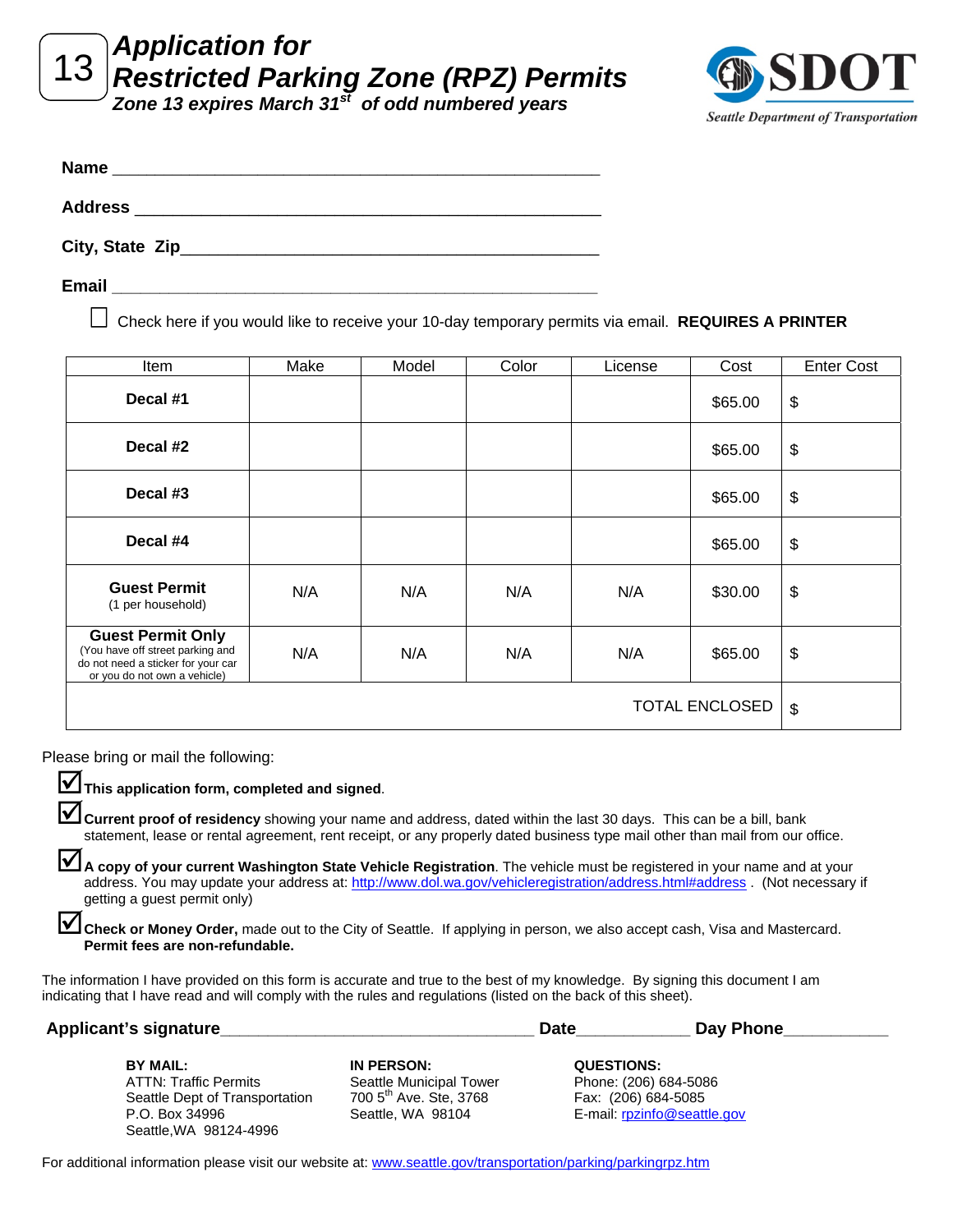# 13 Application for Restricted Parking Zone (RPZ) Permits

***Zone 13 expires March 31st of odd numbered years***

SDOT
Seattle Department of Transportation

**Name** ____________________________________________

**Address** __________________________________________

**City, State Zip** ____________________________________

**Email** ____________________________________________

☐ Check here if you would like to receive your 10-day temporary permits via email. **REQUIRES A PRINTER**

| Item | Make | Model | Color | License | Cost | Enter Cost |
|---|---|---|---|---|---|---|
| **Decal #1** | | | | | $65.00 | $ |
| **Decal #2** | | | | | $65.00 | $ |
| **Decal #3** | | | | | $65.00 | $ |
| **Decal #4** | | | | | $65.00 | $ |
| **Guest Permit** (1 per household) | N/A | N/A | N/A | N/A | $30.00 | $ |
| **Guest Permit Only** (You have off street parking and do not need a sticker for your car or you do not own a vehicle) | N/A | N/A | N/A | N/A | $65.00 | $ |
| | | | | | TOTAL ENCLOSED | $ |

Please bring or mail the following:

- ☑ **This application form, completed and signed**.
- ☑ **Current proof of residency** showing your name and address, dated within the last 30 days. This can be a bill, bank statement, lease or rental agreement, rent receipt, or any properly dated business type mail other than mail from our office.
- ☑ **A copy of your current Washington State Vehicle Registration**. The vehicle must be registered in your name and at your address. You may update your address at: http://www.dol.wa.gov/vehicleregistration/address.html#address . (Not necessary if getting a guest permit only)
- ☑ **Check or Money Order,** made out to the City of Seattle. If applying in person, we also accept cash, Visa and Mastercard. **Permit fees are non-refundable.**

The information I have provided on this form is accurate and true to the best of my knowledge. By signing this document I am indicating that I have read and will comply with the rules and regulations (listed on the back of this sheet).

**Applicant's signature** ______________________ **Date** __________ **Day Phone** __________

**BY MAIL:**
ATTN: Traffic Permits
Seattle Dept of Transportation
P.O. Box 34996
Seattle,WA 98124-4996

**IN PERSON:**
Seattle Municipal Tower
700 5th Ave. Ste, 3768
Seattle, WA 98104

**QUESTIONS:**
Phone: (206) 684-5086
Fax: (206) 684-5085
E-mail: rpzinfo@seattle.gov

For additional information please visit our website at: www.seattle.gov/transportation/parking/parkingrpz.htm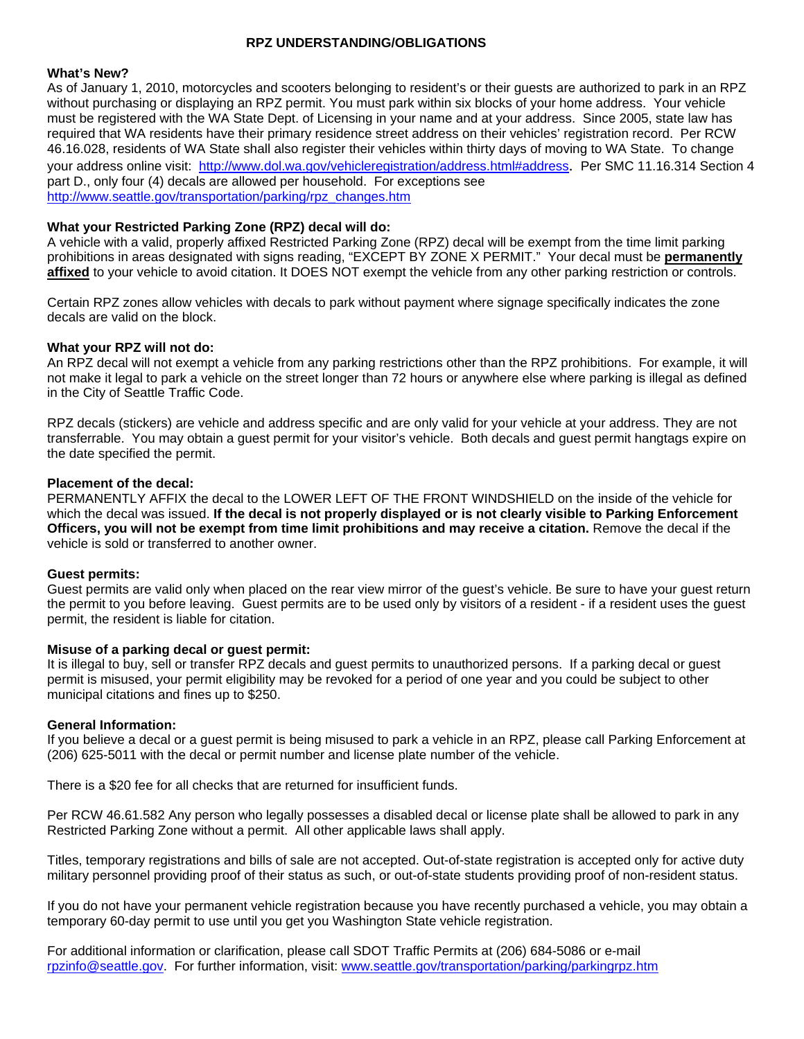# RPZ UNDERSTANDING/OBLIGATIONS

**What's New?**

As of January 1, 2010, motorcycles and scooters belonging to resident's or their guests are authorized to park in an RPZ without purchasing or displaying an RPZ permit. You must park within six blocks of your home address. Your vehicle must be registered with the WA State Dept. of Licensing in your name and at your address. Since 2005, state law has required that WA residents have their primary residence street address on their vehicles' registration record. Per RCW 46.16.028, residents of WA State shall also register their vehicles within thirty days of moving to WA State. To change your address online visit: [http://www.dol.wa.gov/vehicleregistration/address.html#address](http://www.dol.wa.gov/vehicleregistration/address.html#address). Per SMC 11.16.314 Section 4 part D., only four (4) decals are allowed per household. For exceptions see [http://www.seattle.gov/transportation/parking/rpz_changes.htm](http://www.seattle.gov/transportation/parking/rpz_changes.htm)

**What your Restricted Parking Zone (RPZ) decal will do:**

A vehicle with a valid, properly affixed Restricted Parking Zone (RPZ) decal will be exempt from the time limit parking prohibitions in areas designated with signs reading, "EXCEPT BY ZONE X PERMIT." Your decal must be **permanently affixed** to your vehicle to avoid citation. It DOES NOT exempt the vehicle from any other parking restriction or controls.

Certain RPZ zones allow vehicles with decals to park without payment where signage specifically indicates the zone decals are valid on the block.

**What your RPZ will not do:**

An RPZ decal will not exempt a vehicle from any parking restrictions other than the RPZ prohibitions. For example, it will not make it legal to park a vehicle on the street longer than 72 hours or anywhere else where parking is illegal as defined in the City of Seattle Traffic Code.

RPZ decals (stickers) are vehicle and address specific and are only valid for your vehicle at your address. They are not transferrable. You may obtain a guest permit for your visitor's vehicle. Both decals and guest permit hangtags expire on the date specified the permit.

**Placement of the decal:**

PERMANENTLY AFFIX the decal to the LOWER LEFT OF THE FRONT WINDSHIELD on the inside of the vehicle for which the decal was issued. **If the decal is not properly displayed or is not clearly visible to Parking Enforcement Officers, you will not be exempt from time limit prohibitions and may receive a citation.** Remove the decal if the vehicle is sold or transferred to another owner.

**Guest permits:**

Guest permits are valid only when placed on the rear view mirror of the guest's vehicle. Be sure to have your guest return the permit to you before leaving. Guest permits are to be used only by visitors of a resident - if a resident uses the guest permit, the resident is liable for citation.

**Misuse of a parking decal or guest permit:**

It is illegal to buy, sell or transfer RPZ decals and guest permits to unauthorized persons. If a parking decal or guest permit is misused, your permit eligibility may be revoked for a period of one year and you could be subject to other municipal citations and fines up to $250.

**General Information:**

If you believe a decal or a guest permit is being misused to park a vehicle in an RPZ, please call Parking Enforcement at (206) 625-5011 with the decal or permit number and license plate number of the vehicle.

There is a $20 fee for all checks that are returned for insufficient funds.

Per RCW 46.61.582 Any person who legally possesses a disabled decal or license plate shall be allowed to park in any Restricted Parking Zone without a permit. All other applicable laws shall apply.

Titles, temporary registrations and bills of sale are not accepted. Out-of-state registration is accepted only for active duty military personnel providing proof of their status as such, or out-of-state students providing proof of non-resident status.

If you do not have your permanent vehicle registration because you have recently purchased a vehicle, you may obtain a temporary 60-day permit to use until you get you Washington State vehicle registration.

For additional information or clarification, please call SDOT Traffic Permits at (206) 684-5086 or e-mail [rpzinfo@seattle.gov](mailto:rpzinfo@seattle.gov). For further information, visit: [www.seattle.gov/transportation/parking/parkingrpz.htm](http://www.seattle.gov/transportation/parking/parkingrpz.htm)